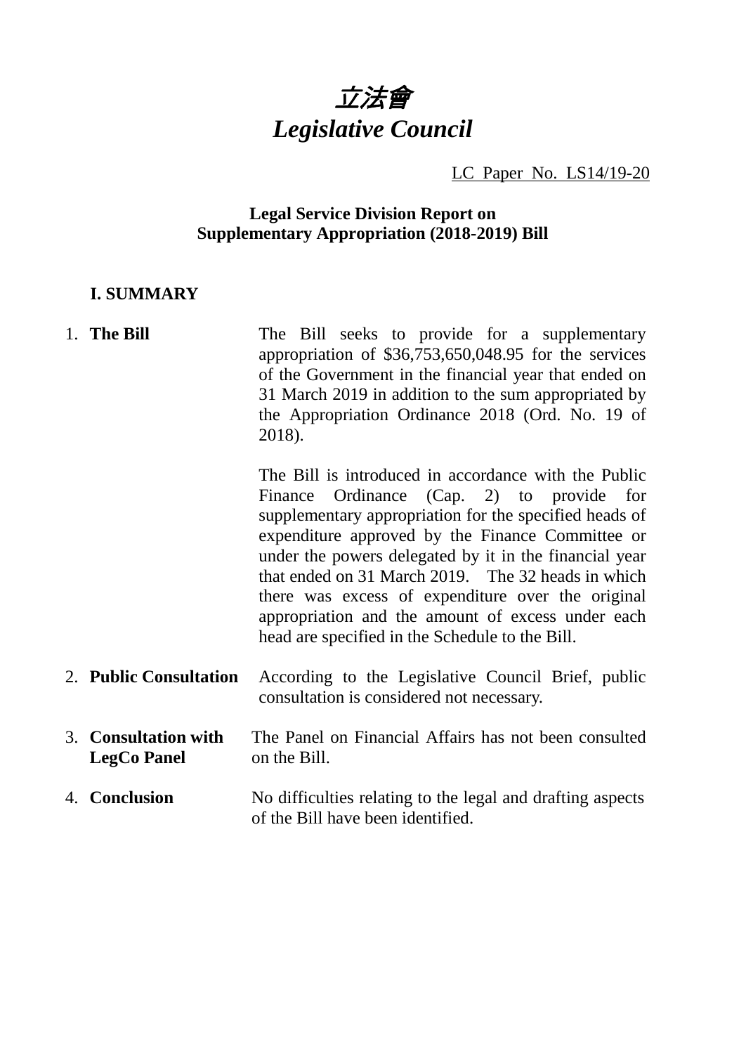# *立法會*
# *Legislative Council*

LC Paper No. LS14/19-20

**Legal Service Division Report on**
**Supplementary Appropriation (2018-2019) Bill**

## I. SUMMARY

| | |
|---|---|
| 1. **The Bill** | The Bill seeks to provide for a supplementary appropriation of $36,753,650,048.95 for the services of the Government in the financial year that ended on 31 March 2019 in addition to the sum appropriated by the Appropriation Ordinance 2018 (Ord. No. 19 of 2018).<br><br>The Bill is introduced in accordance with the Public Finance Ordinance (Cap. 2) to provide for supplementary appropriation for the specified heads of expenditure approved by the Finance Committee or under the powers delegated by it in the financial year that ended on 31 March 2019. The 32 heads in which there was excess of expenditure over the original appropriation and the amount of excess under each head are specified in the Schedule to the Bill. |
| 2. **Public Consultation** | According to the Legislative Council Brief, public consultation is considered not necessary. |
| 3. **Consultation with LegCo Panel** | The Panel on Financial Affairs has not been consulted on the Bill. |
| 4. **Conclusion** | No difficulties relating to the legal and drafting aspects of the Bill have been identified. |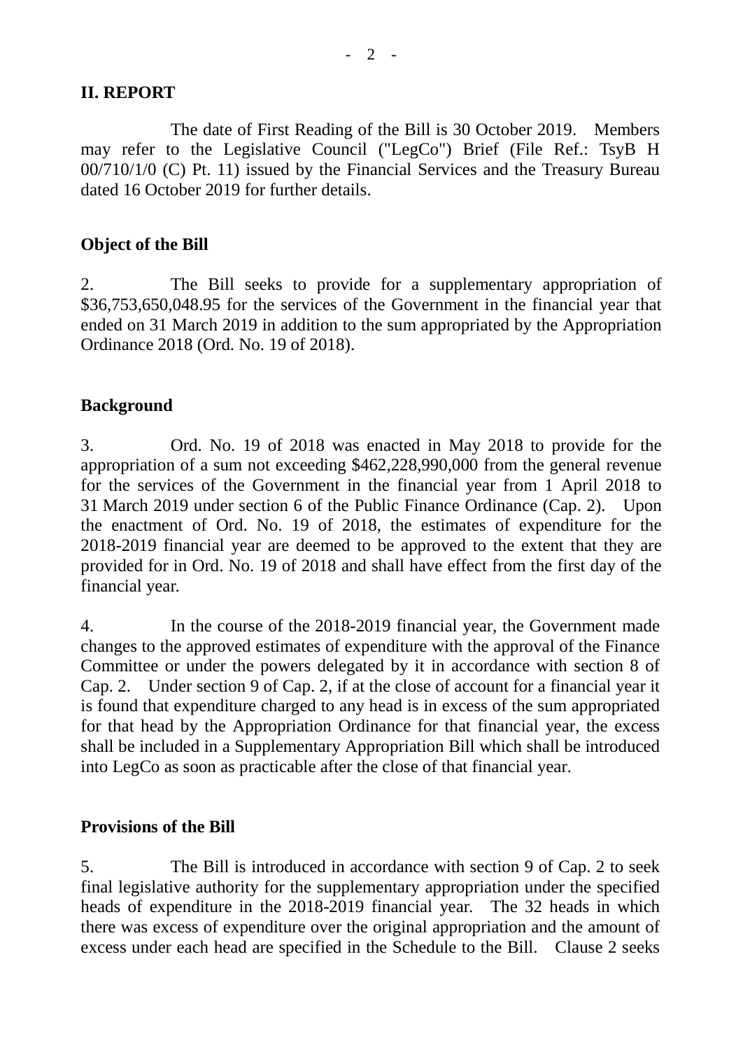## II. REPORT

The date of First Reading of the Bill is 30 October 2019. Members may refer to the Legislative Council ("LegCo") Brief (File Ref.: TsyB H 00/710/1/0 (C) Pt. 11) issued by the Financial Services and the Treasury Bureau dated 16 October 2019 for further details.

### Object of the Bill

2. The Bill seeks to provide for a supplementary appropriation of $36,753,650,048.95 for the services of the Government in the financial year that ended on 31 March 2019 in addition to the sum appropriated by the Appropriation Ordinance 2018 (Ord. No. 19 of 2018).

### Background

3. Ord. No. 19 of 2018 was enacted in May 2018 to provide for the appropriation of a sum not exceeding $462,228,990,000 from the general revenue for the services of the Government in the financial year from 1 April 2018 to 31 March 2019 under section 6 of the Public Finance Ordinance (Cap. 2). Upon the enactment of Ord. No. 19 of 2018, the estimates of expenditure for the 2018-2019 financial year are deemed to be approved to the extent that they are provided for in Ord. No. 19 of 2018 and shall have effect from the first day of the financial year.

4. In the course of the 2018-2019 financial year, the Government made changes to the approved estimates of expenditure with the approval of the Finance Committee or under the powers delegated by it in accordance with section 8 of Cap. 2. Under section 9 of Cap. 2, if at the close of account for a financial year it is found that expenditure charged to any head is in excess of the sum appropriated for that head by the Appropriation Ordinance for that financial year, the excess shall be included in a Supplementary Appropriation Bill which shall be introduced into LegCo as soon as practicable after the close of that financial year.

### Provisions of the Bill

5. The Bill is introduced in accordance with section 9 of Cap. 2 to seek final legislative authority for the supplementary appropriation under the specified heads of expenditure in the 2018-2019 financial year. The 32 heads in which there was excess of expenditure over the original appropriation and the amount of excess under each head are specified in the Schedule to the Bill. Clause 2 seeks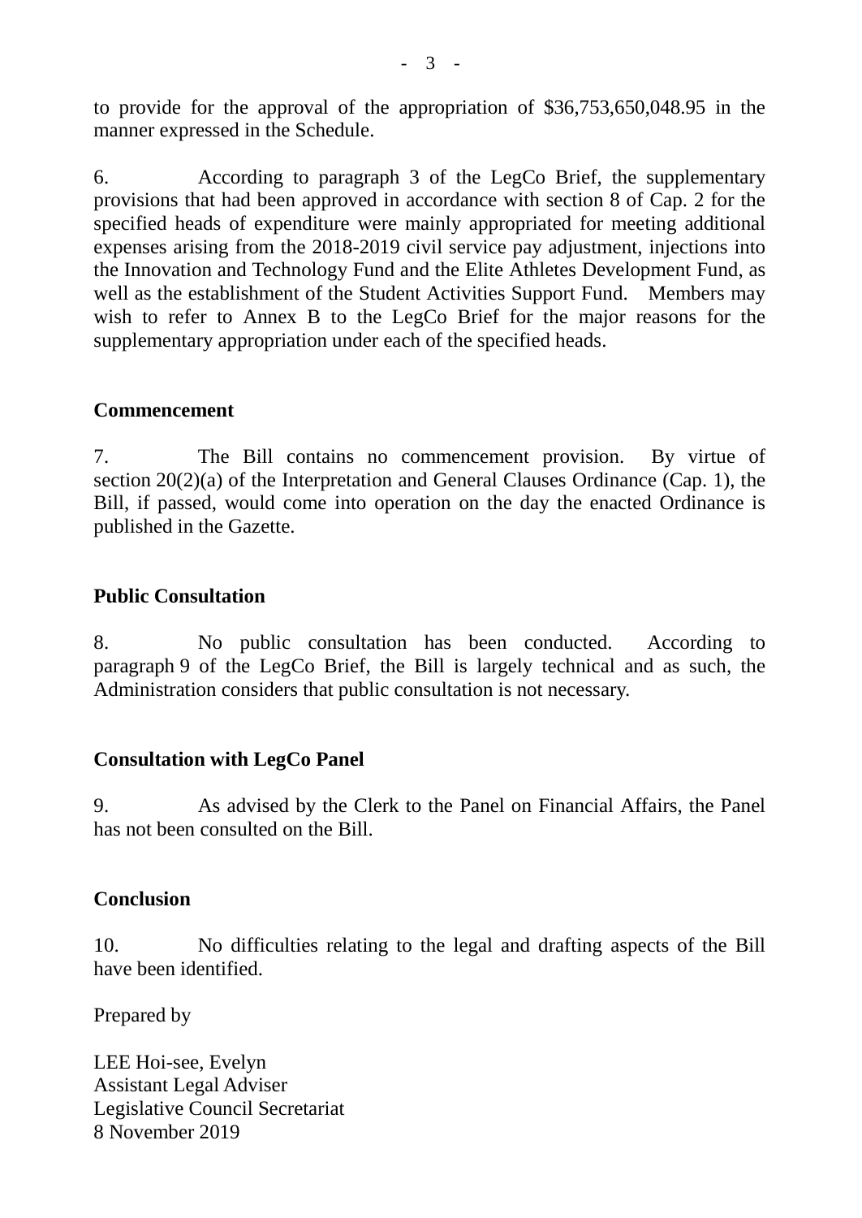to provide for the approval of the appropriation of $36,753,650,048.95 in the manner expressed in the Schedule.

6. According to paragraph 3 of the LegCo Brief, the supplementary provisions that had been approved in accordance with section 8 of Cap. 2 for the specified heads of expenditure were mainly appropriated for meeting additional expenses arising from the 2018-2019 civil service pay adjustment, injections into the Innovation and Technology Fund and the Elite Athletes Development Fund, as well as the establishment of the Student Activities Support Fund. Members may wish to refer to Annex B to the LegCo Brief for the major reasons for the supplementary appropriation under each of the specified heads.

**Commencement**

7. The Bill contains no commencement provision. By virtue of section 20(2)(a) of the Interpretation and General Clauses Ordinance (Cap. 1), the Bill, if passed, would come into operation on the day the enacted Ordinance is published in the Gazette.

**Public Consultation**

8. No public consultation has been conducted. According to paragraph 9 of the LegCo Brief, the Bill is largely technical and as such, the Administration considers that public consultation is not necessary.

**Consultation with LegCo Panel**

9. As advised by the Clerk to the Panel on Financial Affairs, the Panel has not been consulted on the Bill.

**Conclusion**

10. No difficulties relating to the legal and drafting aspects of the Bill have been identified.

Prepared by

LEE Hoi-see, Evelyn
Assistant Legal Adviser
Legislative Council Secretariat
8 November 2019